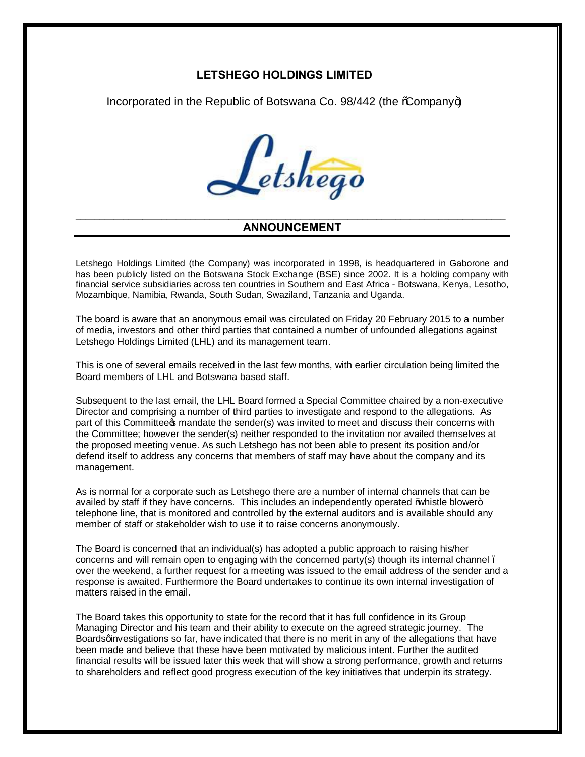# LETSHEGO HOLDINGS LIMITED

Incorporated in the Republic of Botswana Co. 98/442 (the "Company")

## ANNOUNCEMENT

Letshego Holdings Limited (the Company) was incorporated in 1998, is headquartered in Gaborone and has been publicly listed on the Botswana Stock Exchange (BSE) since 2002. It is a holding company with financial service subsidiaries across ten countries in Southern and East Africa - Botswana, Kenya, Lesotho, Mozambique, Namibia, Rwanda, South Sudan, Swaziland, Tanzania and Uganda.

The board is aware that an anonymous email was circulated on Friday 20 February 2015 to a number of media, investors and other third parties that contained a number of unfounded allegations against Letshego Holdings Limited (LHL) and its management team.

This is one of several emails received in the last few months, with earlier circulation being limited the Board members of LHL and Botswana based staff.

Subsequent to the last email, the LHL Board formed a Special Committee chaired by a non-executive Director and comprising a number of third parties to investigate and respond to the allegations. As part of this Committee's mandate the sender(s) was invited to meet and discuss their concerns with the Committee; however the sender(s) neither responded to the invitation nor availed themselves at the proposed meeting venue. As such Letshego has not been able to present its position and/or defend itself to address any concerns that members of staff may have about the company and its management.

As is normal for a corporate such as Letshego there are a number of internal channels that can be availed by staff if they have concerns. This includes an independently operated "whistle blower" telephone line, that is monitored and controlled by the external auditors and is available should any member of staff or stakeholder wish to use it to raise concerns anonymously.

The Board is concerned that an individual(s) has adopted a public approach to raising his/her concerns and will remain open to engaging with the concerned party(s) though its internal channel – over the weekend, a further request for a meeting was issued to the email address of the sender and a response is awaited. Furthermore the Board undertakes to continue its own internal investigation of matters raised in the email.

The Board takes this opportunity to state for the record that it has full confidence in its Group Managing Director and his team and their ability to execute on the agreed strategic journey. The Boards' investigations so far, have indicated that there is no merit in any of the allegations that have been made and believe that these have been motivated by malicious intent. Further the audited financial results will be issued later this week that will show a strong performance, growth and returns to shareholders and reflect good progress execution of the key initiatives that underpin its strategy.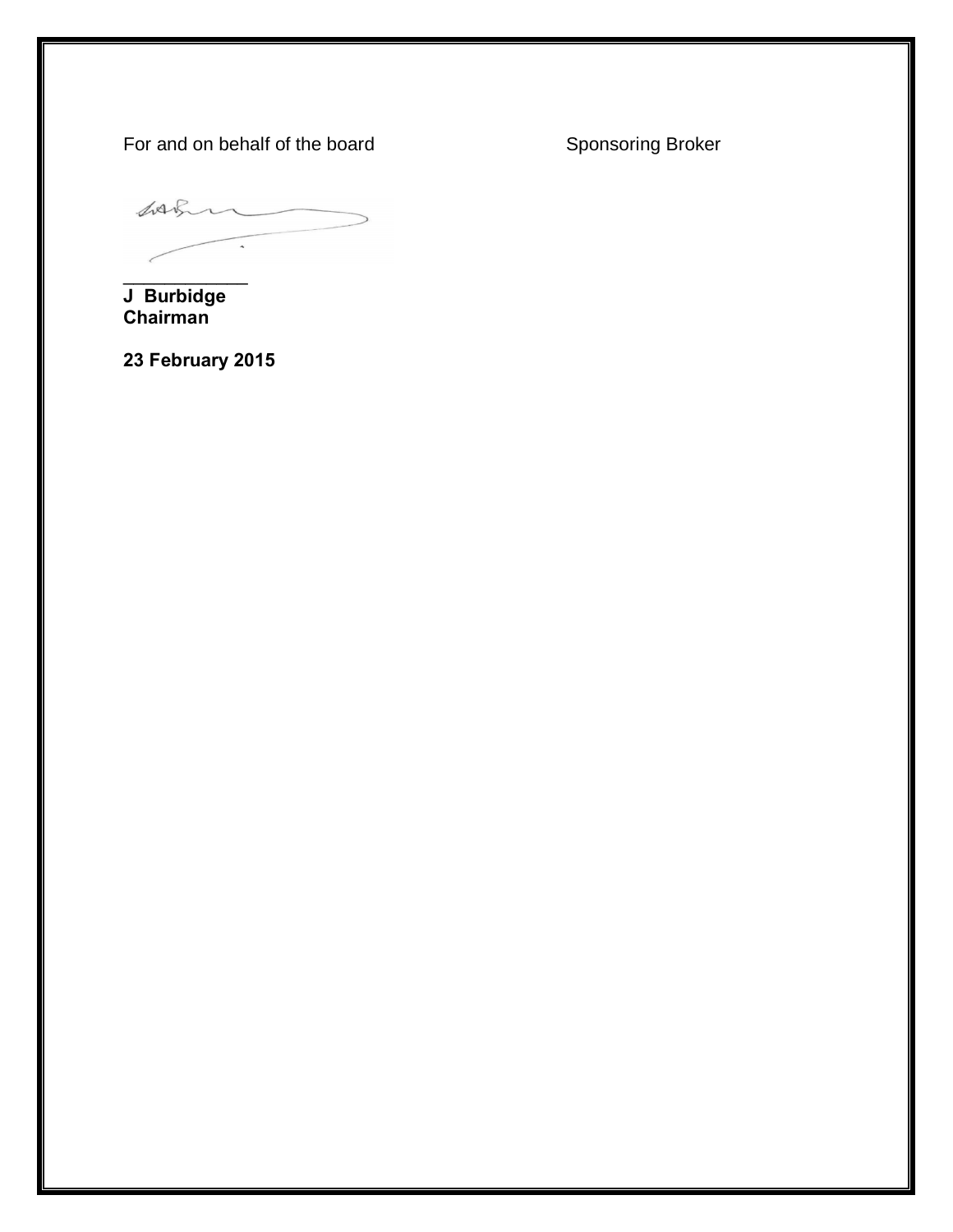For and on behalf of the board

Sponsoring Broker

_____________

**J Burbidge**
**Chairman**

**23 February 2015**